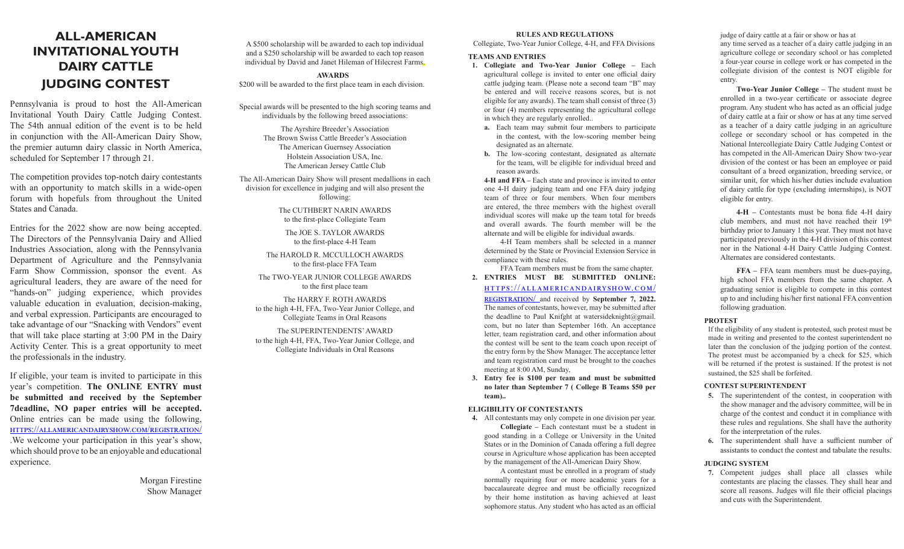# ALL-AMERICAN INVITATIONAL YOUTH DAIRY CATTLE JUDGING CONTEST

Pennsylvania is proud to host the All-American Invitational Youth Dairy Cattle Judging Contest. The 54th annual edition of the event is to be held in conjunction with the All-American Dairy Show, the premier autumn dairy classic in North America, scheduled for September 17 through 21.

The competition provides top-notch dairy contestants with an opportunity to match skills in a wide-open forum with hopefuls from throughout the United States and Canada.

Entries for the 2022 show are now being accepted. The Directors of the Pennsylvania Dairy and Allied Industries Association, along with the Pennsylvania Department of Agriculture and the Pennsylvania Farm Show Commission, sponsor the event. As agricultural leaders, they are aware of the need for "hands-on" judging experience, which provides valuable education in evaluation, decision-making, and verbal expression. Participants are encouraged to take advantage of our "Snacking with Vendors" event that will take place starting at 3:00 PM in the Dairy Activity Center. This is a great opportunity to meet the professionals in the industry.

If eligible, your team is invited to participate in this year's competition. **The ONLINE ENTRY must be submitted and received by the September 7deadline, NO paper entries will be accepted.** Online entries can be made using the following, https://allamericandairyshow.com/registration/ .We welcome your participation in this year's show, which should prove to be an enjoyable and educational experience.

Morgan Firestine
Show Manager

A $500 scholarship will be awarded to each top individual and a $250 scholarship will be awarded to each top reason individual by David and Janet Hileman of Hilecrest Farms.

## AWARDS

$200 will be awarded to the first place team in each division.

Special awards will be presented to the high scoring teams and individuals by the following breed associations:

The Ayrshire Breeder's Association
The Brown Swiss Cattle Breeder's Association
The American Guernsey Association
Holstein Association USA, Inc.
The American Jersey Cattle Club

The All-American Dairy Show will present medallions in each division for excellence in judging and will also present the following:

The CUTHBERT NARIN AWARDS
to the first-place Collegiate Team

The JOE S. TAYLOR AWARDS
to the first-place 4-H Team

The HAROLD R. MCCULLOCH AWARDS
to the first-place FFA Team

The TWO-YEAR JUNIOR COLLEGE AWARDS
to the first place team

The HARRY F. ROTH AWARDS
to the high 4-H, FFA, Two-Year Junior College, and Collegiate Teams in Oral Reasons

The SUPERINTENDENTS' AWARD
to the high 4-H, FFA, Two-Year Junior College, and Collegiate Individuals in Oral Reasons

## RULES AND REGULATIONS

Collegiate, Two-Year Junior College, 4-H, and FFA Divisions

### TEAMS AND ENTRIES

1. **Collegiate and Two-Year Junior College** – Each agricultural college is invited to enter one official dairy cattle judging team. (Please note a second team "B" may be entered and will receive reasons scores, but is not eligible for any awards). The team shall consist of three (3) or four (4) members representing the agricultural college in which they are regularly enrolled..
   - a. Each team may submit four members to participate in the contest, with the low-scoring member being designated as an alternate.
   - b. The low-scoring contestant, designated as alternate for the team, will be eligible for individual breed and reason awards.

   **4-H and FFA** – Each state and province is invited to enter one 4-H dairy judging team and one FFA dairy judging team of three or four members. When four members are entered, the three members with the highest overall individual scores will make up the team total for breeds and overall awards. The fourth member will be the alternate and will be eligible for individual awards.

   4-H Team members shall be selected in a manner determined by the State or Provincial Extension Service in compliance with these rules.

   FFA Team members must be from the same chapter.
2. **ENTRIES MUST BE SUBMITTED ONLINE: HTTPS://ALLAMERICANDAIRYSHOW.COM/REGISTRATION/** and received by **September 7, 2022.** The names of contestants, however, may be submitted after the deadline to Paul Knifght at watersideknight@gmail.com, but no later than September 16th. An acceptance letter, team registration card, and other information about the contest will be sent to the team coach upon receipt of the entry form by the Show Manager. The acceptance letter and team registration card must be brought to the coaches meeting at 8:00 AM, Sunday,
3. **Entry fee is $100 per team and must be submitted no later than September 7 ( College B Teams $50 per team)..**

### ELIGIBILITY OF CONTESTANTS

4. All contestants may only compete in one division per year.

   **Collegiate** – Each contestant must be a student in good standing in a College or University in the United States or in the Dominion of Canada offering a full degree course in Agriculture whose application has been accepted by the management of the All-American Dairy Show.

   A contestant must be enrolled in a program of study normally requiring four or more academic years for a baccalaureate degree and must be officially recognized by their home institution as having achieved at least sophomore status. Any student who has acted as an official judge of dairy cattle at a fair or show or has at any time served as a teacher of a dairy cattle judging in an agriculture college or secondary school or has completed a four-year course in college work or has competed in the collegiate division of the contest is NOT eligible for entry.

   **Two-Year Junior College** – The student must be enrolled in a two-year certificate or associate degree program. Any student who has acted as an official judge of dairy cattle at a fair or show or has at any time served as a teacher of a dairy cattle judging in an agriculture college or secondary school or has competed in the National Intercollegiate Dairy Cattle Judging Contest or has competed in the All-American Dairy Show two-year division of the contest or has been an employee or paid consultant of a breed organization, breeding service, or similar unit, for which his/her duties include evaluation of dairy cattle for type (excluding internships), is NOT eligible for entry.

   **4-H** – Contestants must be bona fide 4-H dairy club members, and must not have reached their 19th birthday prior to January 1 this year. They must not have participated previously in the 4-H division of this contest nor in the National 4-H Dairy Cattle Judging Contest. Alternates are considered contestants.

   **FFA** – FFA team members must be dues-paying, high school FFA members from the same chapter. A graduating senior is eligible to compete in this contest up to and including his/her first national FFA convention following graduation.

### PROTEST

If the eligibility of any student is protested, such protest must be made in writing and presented to the contest superintendent no later than the conclusion of the judging portion of the contest. The protest must be accompanied by a check for $25, which will be returned if the protest is sustained. If the protest is not sustained, the $25 shall be forfeited.

### CONTEST SUPERINTENDENT

5. The superintendent of the contest, in cooperation with the show manager and the advisory committee, will be in charge of the contest and conduct it in compliance with these rules and regulations. She shall have the authority for the interpretation of the rules.
6. The superintendent shall have a sufficient number of assistants to conduct the contest and tabulate the results.

### JUDGING SYSTEM

7. Competent judges shall place all classes while contestants are placing the classes. They shall hear and score all reasons. Judges will file their official placings and cuts with the Superintendent.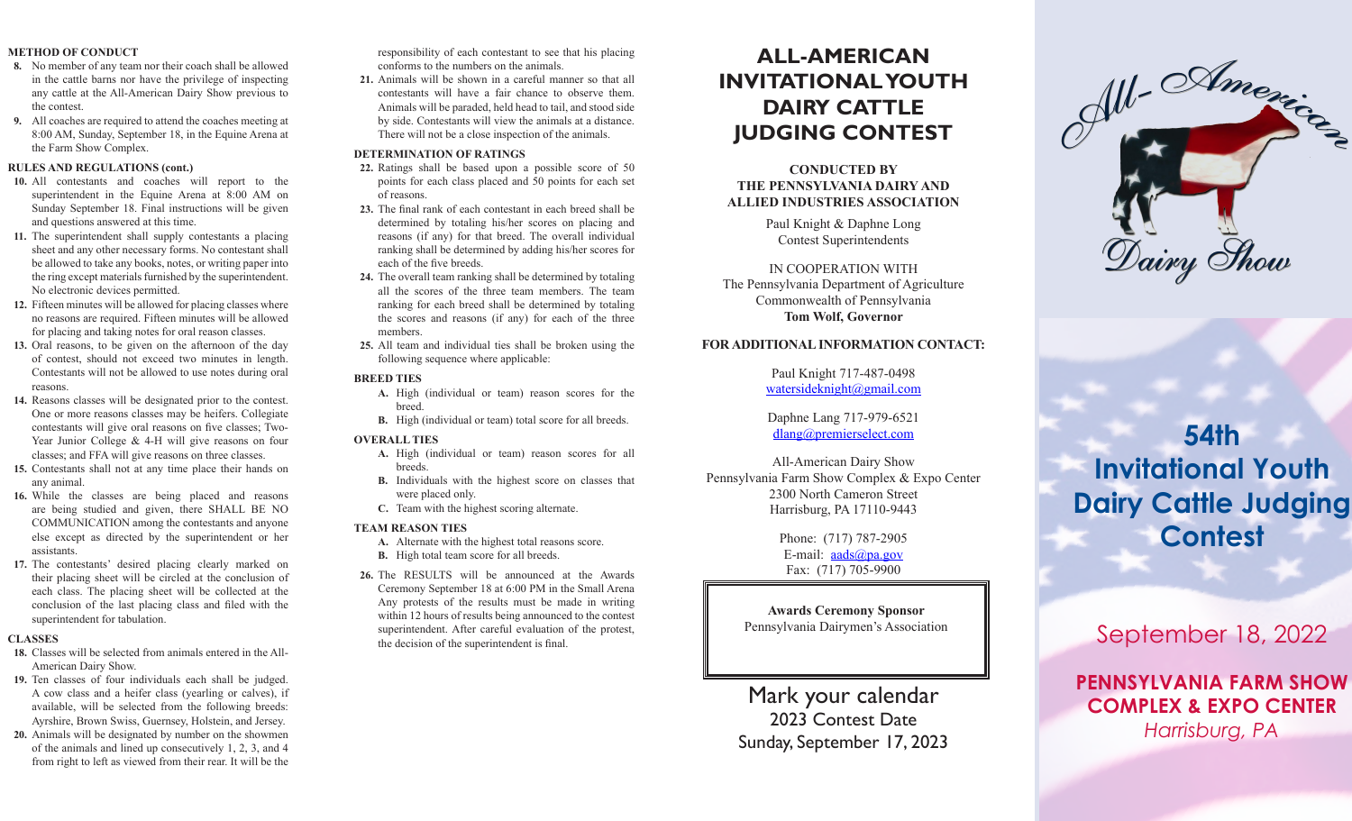### METHOD OF CONDUCT

8. No member of any team nor their coach shall be allowed in the cattle barns nor have the privilege of inspecting any cattle at the All-American Dairy Show previous to the contest.
9. All coaches are required to attend the coaches meeting at 8:00 AM, Sunday, September 18, in the Equine Arena at the Farm Show Complex.

### RULES AND REGULATIONS (cont.)

10. All contestants and coaches will report to the superintendent in the Equine Arena at 8:00 AM on Sunday September 18. Final instructions will be given and questions answered at this time.
11. The superintendent shall supply contestants a placing sheet and any other necessary forms. No contestant shall be allowed to take any books, notes, or writing paper into the ring except materials furnished by the superintendent. No electronic devices permitted.
12. Fifteen minutes will be allowed for placing classes where no reasons are required. Fifteen minutes will be allowed for placing and taking notes for oral reason classes.
13. Oral reasons, to be given on the afternoon of the day of contest, should not exceed two minutes in length. Contestants will not be allowed to use notes during oral reasons.
14. Reasons classes will be designated prior to the contest. One or more reasons classes may be heifers. Collegiate contestants will give oral reasons on five classes; Two-Year Junior College & 4-H will give reasons on four classes; and FFA will give reasons on three classes.
15. Contestants shall not at any time place their hands on any animal.
16. While the classes are being placed and reasons are being studied and given, there SHALL BE NO COMMUNICATION among the contestants and anyone else except as directed by the superintendent or her assistants.
17. The contestants' desired placing clearly marked on their placing sheet will be circled at the conclusion of each class. The placing sheet will be collected at the conclusion of the last placing class and filed with the superintendent for tabulation.

### CLASSES

18. Classes will be selected from animals entered in the All-American Dairy Show.
19. Ten classes of four individuals each shall be judged. A cow class and a heifer class (yearling or calves), if available, will be selected from the following breeds: Ayrshire, Brown Swiss, Guernsey, Holstein, and Jersey.
20. Animals will be designated by number on the showmen of the animals and lined up consecutively 1, 2, 3, and 4 from right to left as viewed from their rear. It will be the responsibility of each contestant to see that his placing conforms to the numbers on the animals.
21. Animals will be shown in a careful manner so that all contestants will have a fair chance to observe them. Animals will be paraded, held head to tail, and stood side by side. Contestants will view the animals at a distance. There will not be a close inspection of the animals.

### DETERMINATION OF RATINGS

22. Ratings shall be based upon a possible score of 50 points for each class placed and 50 points for each set of reasons.
23. The final rank of each contestant in each breed shall be determined by totaling his/her scores on placing and reasons (if any) for that breed. The overall individual ranking shall be determined by adding his/her scores for each of the five breeds.
24. The overall team ranking shall be determined by totaling all the scores of the three team members. The team ranking for each breed shall be determined by totaling the scores and reasons (if any) for each of the three members.
25. All team and individual ties shall be broken using the following sequence where applicable:

**BREED TIES**

A. High (individual or team) reason scores for the breed.
B. High (individual or team) total score for all breeds.

**OVERALL TIES**

A. High (individual or team) reason scores for all breeds.
B. Individuals with the highest score on classes that were placed only.
C. Team with the highest scoring alternate.

**TEAM REASON TIES**

A. Alternate with the highest total reasons score.
B. High total team score for all breeds.

26. The RESULTS will be announced at the Awards Ceremony September 18 at 6:00 PM in the Small Arena Any protests of the results must be made in writing within 12 hours of results being announced to the contest superintendent. After careful evaluation of the protest, the decision of the superintendent is final.

# ALL-AMERICAN INVITATIONAL YOUTH DAIRY CATTLE JUDGING CONTEST

**CONDUCTED BY**
**THE PENNSYLVANIA DAIRY AND ALLIED INDUSTRIES ASSOCIATION**

Paul Knight & Daphne Long
Contest Superintendents

IN COOPERATION WITH
The Pennsylvania Department of Agriculture
Commonwealth of Pennsylvania
**Tom Wolf, Governor**

**FOR ADDITIONAL INFORMATION CONTACT:**

Paul Knight 717-487-0498
watersideknight@gmail.com

Daphne Lang 717-979-6521
dlang@premierselect.com

All-American Dairy Show
Pennsylvania Farm Show Complex & Expo Center
2300 North Cameron Street
Harrisburg, PA 17110-9443

Phone: (717) 787-2905
E-mail: aads@pa.gov
Fax: (717) 705-9900

**Awards Ceremony Sponsor**
Pennsylvania Dairymen's Association

Mark your calendar
2023 Contest Date
Sunday, September 17, 2023

*All-American Dairy Show*

# 54th Invitational Youth Dairy Cattle Judging Contest

September 18, 2022

**PENNSYLVANIA FARM SHOW COMPLEX & EXPO CENTER**
*Harrisburg, PA*